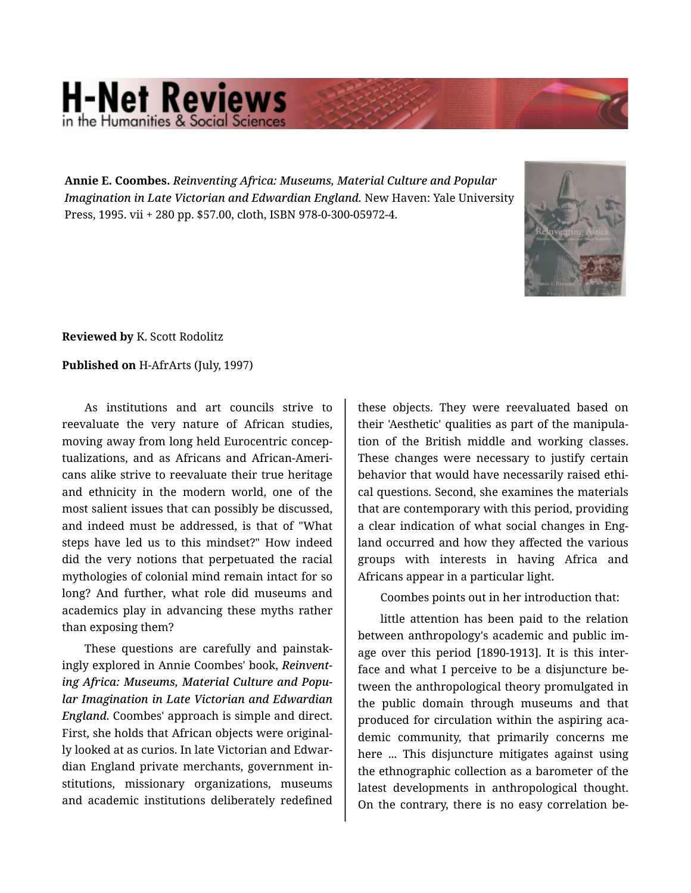**Annie E. Coombes.** *Reinventing Africa: Museums, Material Culture and Popular Imagination in Late Victorian and Edwardian England.* New Haven: Yale University Press, 1995. vii + 280 pp. $57.00, cloth, ISBN 978-0-300-05972-4.

**Reviewed by** K. Scott Rodolitz

**Published on** H-AfrArts (July, 1997)

As institutions and art councils strive to reevaluate the very nature of African studies, moving away from long held Eurocentric conceptualizations, and as Africans and African-Americans alike strive to reevaluate their true heritage and ethnicity in the modern world, one of the most salient issues that can possibly be discussed, and indeed must be addressed, is that of "What steps have led us to this mindset?" How indeed did the very notions that perpetuated the racial mythologies of colonial mind remain intact for so long? And further, what role did museums and academics play in advancing these myths rather than exposing them?

These questions are carefully and painstakingly explored in Annie Coombes' book, ***Reinventing Africa: Museums, Material Culture and Popular Imagination in Late Victorian and Edwardian England***. Coombes' approach is simple and direct. First, she holds that African objects were originally looked at as curios. In late Victorian and Edwardian England private merchants, government institutions, missionary organizations, museums and academic institutions deliberately redefined these objects. They were reevaluated based on their 'Aesthetic' qualities as part of the manipulation of the British middle and working classes. These changes were necessary to justify certain behavior that would have necessarily raised ethical questions. Second, she examines the materials that are contemporary with this period, providing a clear indication of what social changes in England occurred and how they affected the various groups with interests in having Africa and Africans appear in a particular light.

Coombes points out in her introduction that:

little attention has been paid to the relation between anthropology's academic and public image over this period [1890-1913]. It is this interface and what I perceive to be a disjuncture between the anthropological theory promulgated in the public domain through museums and that produced for circulation within the aspiring academic community, that primarily concerns me here ... This disjuncture mitigates against using the ethnographic collection as a barometer of the latest developments in anthropological thought. On the contrary, there is no easy correlation be-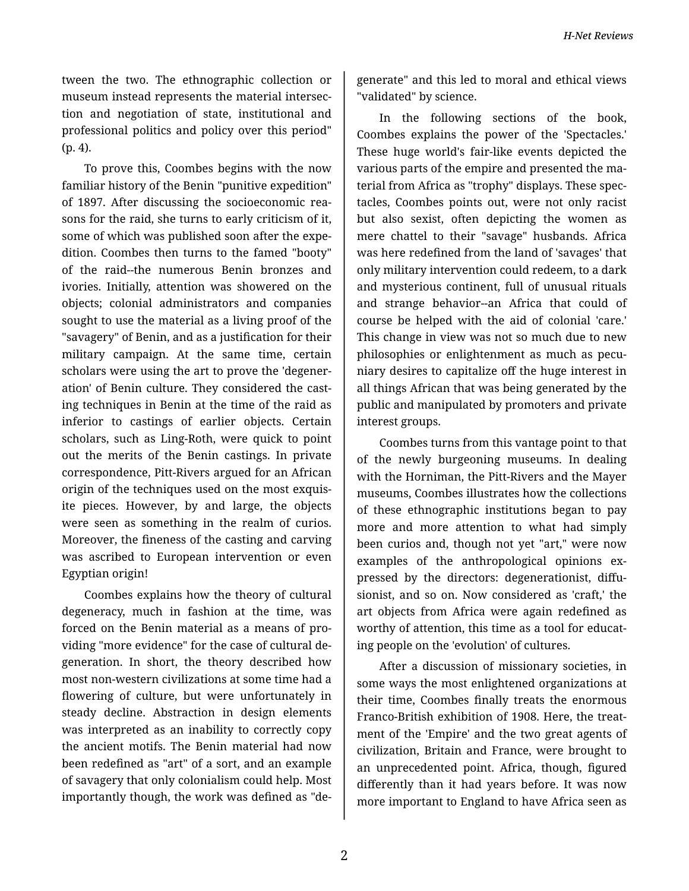tween the two. The ethnographic collection or museum instead represents the material intersection and negotiation of state, institutional and professional politics and policy over this period" (p. 4).

To prove this, Coombes begins with the now familiar history of the Benin "punitive expedition" of 1897. After discussing the socioeconomic reasons for the raid, she turns to early criticism of it, some of which was published soon after the expedition. Coombes then turns to the famed "booty" of the raid--the numerous Benin bronzes and ivories. Initially, attention was showered on the objects; colonial administrators and companies sought to use the material as a living proof of the "savagery" of Benin, and as a justification for their military campaign. At the same time, certain scholars were using the art to prove the 'degeneration' of Benin culture. They considered the casting techniques in Benin at the time of the raid as inferior to castings of earlier objects. Certain scholars, such as Ling-Roth, were quick to point out the merits of the Benin castings. In private correspondence, Pitt-Rivers argued for an African origin of the techniques used on the most exquisite pieces. However, by and large, the objects were seen as something in the realm of curios. Moreover, the fineness of the casting and carving was ascribed to European intervention or even Egyptian origin!

Coombes explains how the theory of cultural degeneracy, much in fashion at the time, was forced on the Benin material as a means of providing "more evidence" for the case of cultural degeneration. In short, the theory described how most non-western civilizations at some time had a flowering of culture, but were unfortunately in steady decline. Abstraction in design elements was interpreted as an inability to correctly copy the ancient motifs. The Benin material had now been redefined as "art" of a sort, and an example of savagery that only colonialism could help. Most importantly though, the work was defined as "degenerate" and this led to moral and ethical views "validated" by science.

In the following sections of the book, Coombes explains the power of the 'Spectacles.' These huge world's fair-like events depicted the various parts of the empire and presented the material from Africa as "trophy" displays. These spectacles, Coombes points out, were not only racist but also sexist, often depicting the women as mere chattel to their "savage" husbands. Africa was here redefined from the land of 'savages' that only military intervention could redeem, to a dark and mysterious continent, full of unusual rituals and strange behavior--an Africa that could of course be helped with the aid of colonial 'care.' This change in view was not so much due to new philosophies or enlightenment as much as pecuniary desires to capitalize off the huge interest in all things African that was being generated by the public and manipulated by promoters and private interest groups.

Coombes turns from this vantage point to that of the newly burgeoning museums. In dealing with the Horniman, the Pitt-Rivers and the Mayer museums, Coombes illustrates how the collections of these ethnographic institutions began to pay more and more attention to what had simply been curios and, though not yet "art," were now examples of the anthropological opinions expressed by the directors: degenerationist, diffusionist, and so on. Now considered as 'craft,' the art objects from Africa were again redefined as worthy of attention, this time as a tool for educating people on the 'evolution' of cultures.

After a discussion of missionary societies, in some ways the most enlightened organizations at their time, Coombes finally treats the enormous Franco-British exhibition of 1908. Here, the treatment of the 'Empire' and the two great agents of civilization, Britain and France, were brought to an unprecedented point. Africa, though, figured differently than it had years before. It was now more important to England to have Africa seen as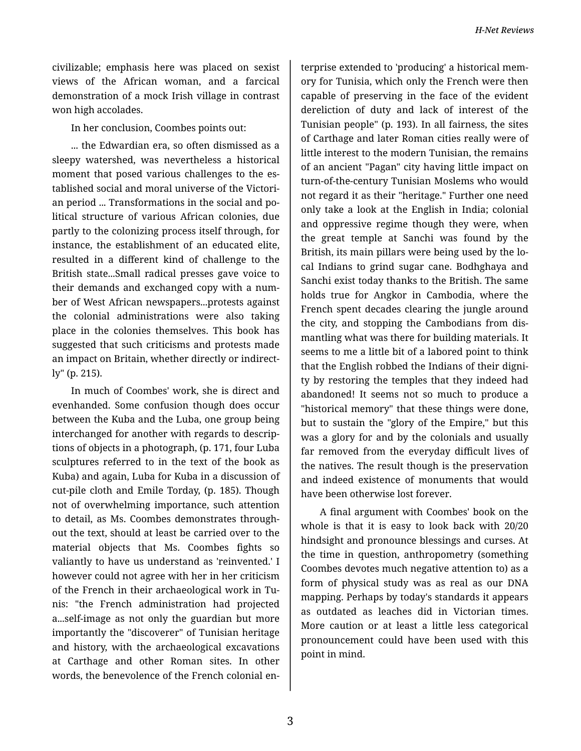civilizable; emphasis here was placed on sexist views of the African woman, and a farcical demonstration of a mock Irish village in contrast won high accolades.

In her conclusion, Coombes points out:

... the Edwardian era, so often dismissed as a sleepy watershed, was nevertheless a historical moment that posed various challenges to the established social and moral universe of the Victorian period ... Transformations in the social and political structure of various African colonies, due partly to the colonizing process itself through, for instance, the establishment of an educated elite, resulted in a different kind of challenge to the British state...Small radical presses gave voice to their demands and exchanged copy with a number of West African newspapers...protests against the colonial administrations were also taking place in the colonies themselves. This book has suggested that such criticisms and protests made an impact on Britain, whether directly or indirectly" (p. 215).

In much of Coombes' work, she is direct and evenhanded. Some confusion though does occur between the Kuba and the Luba, one group being interchanged for another with regards to descriptions of objects in a photograph, (p. 171, four Luba sculptures referred to in the text of the book as Kuba) and again, Luba for Kuba in a discussion of cut-pile cloth and Emile Torday, (p. 185). Though not of overwhelming importance, such attention to detail, as Ms. Coombes demonstrates throughout the text, should at least be carried over to the material objects that Ms. Coombes fights so valiantly to have us understand as 'reinvented.' I however could not agree with her in her criticism of the French in their archaeological work in Tunis: "the French administration had projected a...self-image as not only the guardian but more importantly the "discoverer" of Tunisian heritage and history, with the archaeological excavations at Carthage and other Roman sites. In other words, the benevolence of the French colonial enterprise extended to 'producing' a historical memory for Tunisia, which only the French were then capable of preserving in the face of the evident dereliction of duty and lack of interest of the Tunisian people" (p. 193). In all fairness, the sites of Carthage and later Roman cities really were of little interest to the modern Tunisian, the remains of an ancient "Pagan" city having little impact on turn-of-the-century Tunisian Moslems who would not regard it as their "heritage." Further one need only take a look at the English in India; colonial and oppressive regime though they were, when the great temple at Sanchi was found by the British, its main pillars were being used by the local Indians to grind sugar cane. Bodhghaya and Sanchi exist today thanks to the British. The same holds true for Angkor in Cambodia, where the French spent decades clearing the jungle around the city, and stopping the Cambodians from dismantling what was there for building materials. It seems to me a little bit of a labored point to think that the English robbed the Indians of their dignity by restoring the temples that they indeed had abandoned! It seems not so much to produce a "historical memory" that these things were done, but to sustain the "glory of the Empire," but this was a glory for and by the colonials and usually far removed from the everyday difficult lives of the natives. The result though is the preservation and indeed existence of monuments that would have been otherwise lost forever.

A final argument with Coombes' book on the whole is that it is easy to look back with 20/20 hindsight and pronounce blessings and curses. At the time in question, anthropometry (something Coombes devotes much negative attention to) as a form of physical study was as real as our DNA mapping. Perhaps by today's standards it appears as outdated as leaches did in Victorian times. More caution or at least a little less categorical pronouncement could have been used with this point in mind.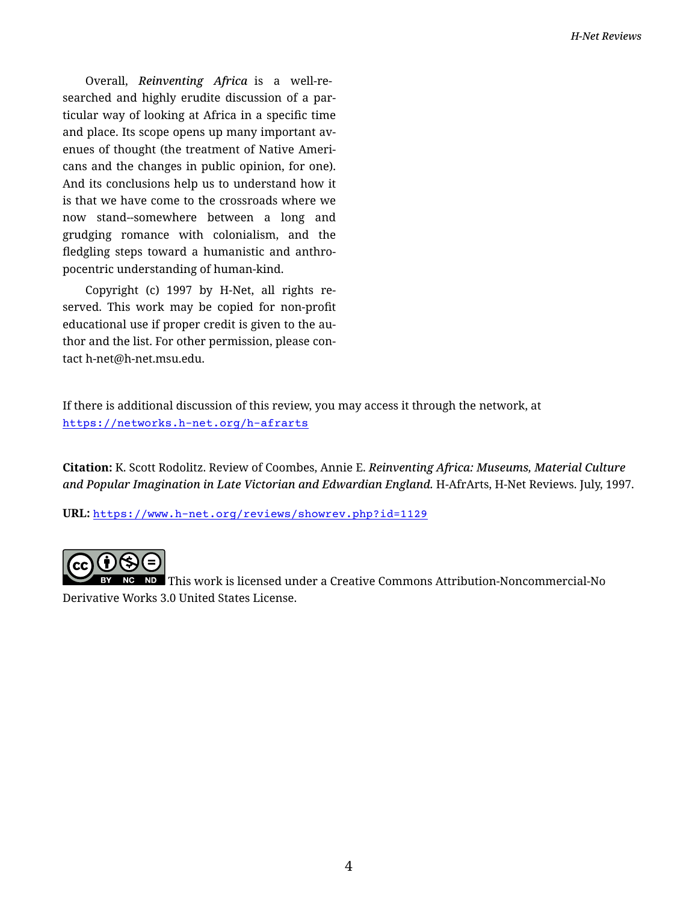Overall, *Reinventing Africa* is a well-researched and highly erudite discussion of a particular way of looking at Africa in a specific time and place. Its scope opens up many important avenues of thought (the treatment of Native Americans and the changes in public opinion, for one). And its conclusions help us to understand how it is that we have come to the crossroads where we now stand--somewhere between a long and grudging romance with colonialism, and the fledgling steps toward a humanistic and anthropocentric understanding of human-kind.

Copyright (c) 1997 by H-Net, all rights reserved. This work may be copied for non-profit educational use if proper credit is given to the author and the list. For other permission, please contact h-net@h-net.msu.edu.

If there is additional discussion of this review, you may access it through the network, at https://networks.h-net.org/h-afrarts

**Citation:** K. Scott Rodolitz. Review of Coombes, Annie E. ***Reinventing Africa: Museums, Material Culture and Popular Imagination in Late Victorian and Edwardian England.*** H-AfrArts, H-Net Reviews. July, 1997.

**URL:** https://www.h-net.org/reviews/showrev.php?id=1129

This work is licensed under a Creative Commons Attribution-Noncommercial-No Derivative Works 3.0 United States License.